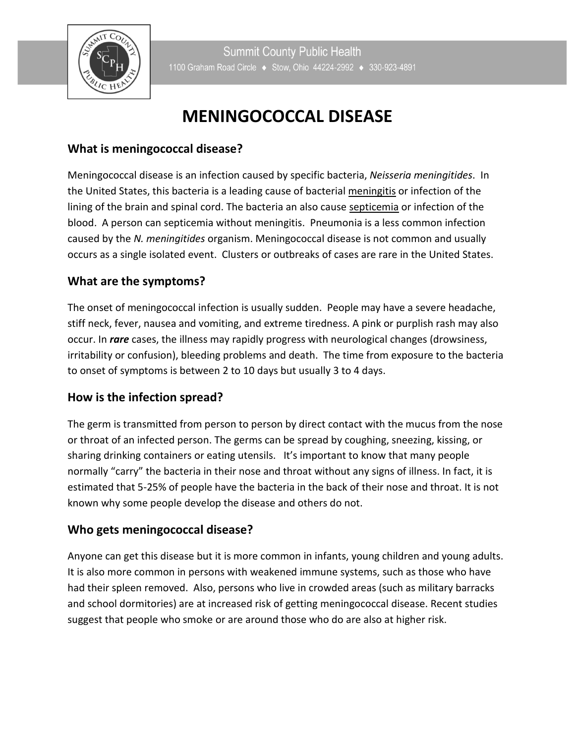Summit County Public Health

1100 Graham Road Circle ♦ Stow, Ohio 44224-2992 ♦ 330-923-4891

# MENINGOCOCCAL DISEASE

## What is meningococcal disease?

Meningococcal disease is an infection caused by specific bacteria, *Neisseria meningitides*. In the United States, this bacteria is a leading cause of bacterial meningitis or infection of the lining of the brain and spinal cord. The bacteria an also cause septicemia or infection of the blood. A person can septicemia without meningitis. Pneumonia is a less common infection caused by the *N. meningitides* organism. Meningococcal disease is not common and usually occurs as a single isolated event. Clusters or outbreaks of cases are rare in the United States.

## What are the symptoms?

The onset of meningococcal infection is usually sudden. People may have a severe headache, stiff neck, fever, nausea and vomiting, and extreme tiredness. A pink or purplish rash may also occur. In ***rare*** cases, the illness may rapidly progress with neurological changes (drowsiness, irritability or confusion), bleeding problems and death. The time from exposure to the bacteria to onset of symptoms is between 2 to 10 days but usually 3 to 4 days.

## How is the infection spread?

The germ is transmitted from person to person by direct contact with the mucus from the nose or throat of an infected person. The germs can be spread by coughing, sneezing, kissing, or sharing drinking containers or eating utensils. It's important to know that many people normally "carry" the bacteria in their nose and throat without any signs of illness. In fact, it is estimated that 5-25% of people have the bacteria in the back of their nose and throat. It is not known why some people develop the disease and others do not.

## Who gets meningococcal disease?

Anyone can get this disease but it is more common in infants, young children and young adults. It is also more common in persons with weakened immune systems, such as those who have had their spleen removed. Also, persons who live in crowded areas (such as military barracks and school dormitories) are at increased risk of getting meningococcal disease. Recent studies suggest that people who smoke or are around those who do are also at higher risk.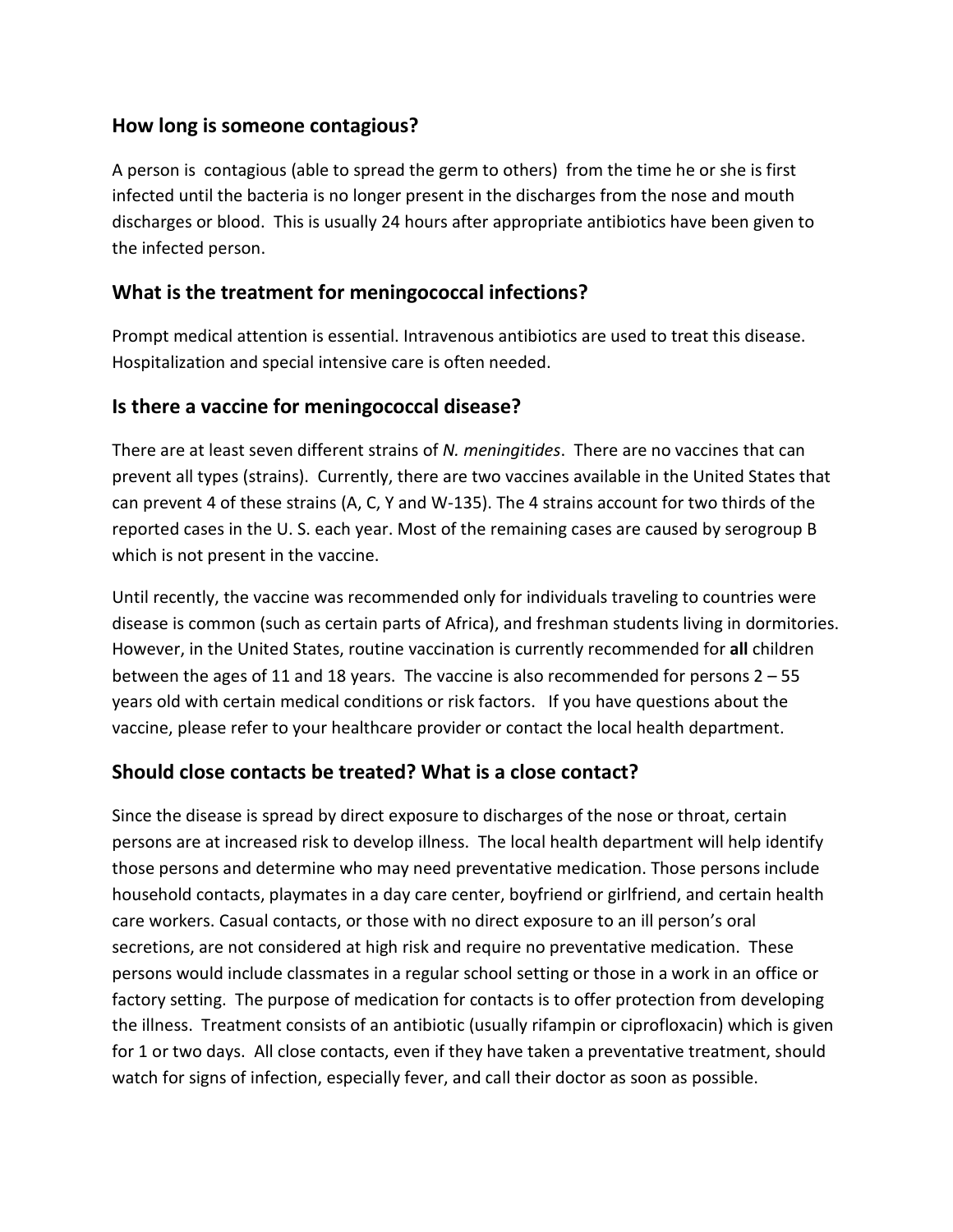## How long is someone contagious?

A person is contagious (able to spread the germ to others) from the time he or she is first infected until the bacteria is no longer present in the discharges from the nose and mouth discharges or blood. This is usually 24 hours after appropriate antibiotics have been given to the infected person.

## What is the treatment for meningococcal infections?

Prompt medical attention is essential. Intravenous antibiotics are used to treat this disease. Hospitalization and special intensive care is often needed.

## Is there a vaccine for meningococcal disease?

There are at least seven different strains of *N. meningitides*. There are no vaccines that can prevent all types (strains). Currently, there are two vaccines available in the United States that can prevent 4 of these strains (A, C, Y and W-135). The 4 strains account for two thirds of the reported cases in the U. S. each year. Most of the remaining cases are caused by serogroup B which is not present in the vaccine.

Until recently, the vaccine was recommended only for individuals traveling to countries were disease is common (such as certain parts of Africa), and freshman students living in dormitories. However, in the United States, routine vaccination is currently recommended for **all** children between the ages of 11 and 18 years. The vaccine is also recommended for persons 2 – 55 years old with certain medical conditions or risk factors. If you have questions about the vaccine, please refer to your healthcare provider or contact the local health department.

## Should close contacts be treated? What is a close contact?

Since the disease is spread by direct exposure to discharges of the nose or throat, certain persons are at increased risk to develop illness. The local health department will help identify those persons and determine who may need preventative medication. Those persons include household contacts, playmates in a day care center, boyfriend or girlfriend, and certain health care workers. Casual contacts, or those with no direct exposure to an ill person's oral secretions, are not considered at high risk and require no preventative medication. These persons would include classmates in a regular school setting or those in a work in an office or factory setting. The purpose of medication for contacts is to offer protection from developing the illness. Treatment consists of an antibiotic (usually rifampin or ciprofloxacin) which is given for 1 or two days. All close contacts, even if they have taken a preventative treatment, should watch for signs of infection, especially fever, and call their doctor as soon as possible.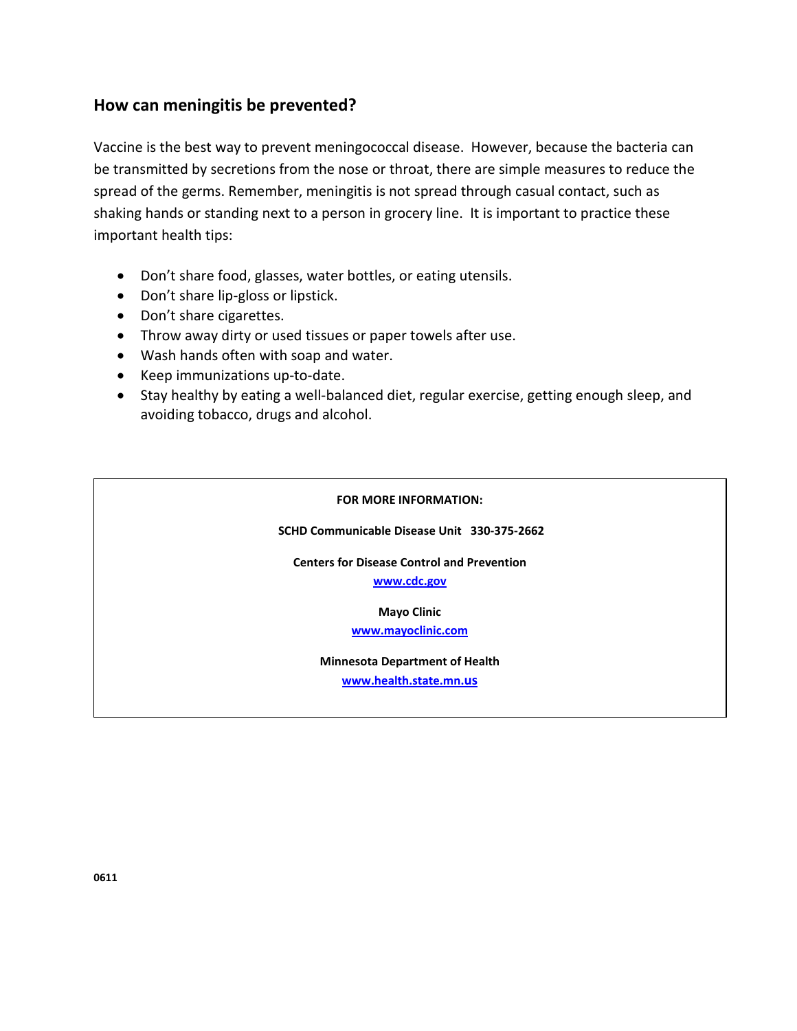## How can meningitis be prevented?

Vaccine is the best way to prevent meningococcal disease. However, because the bacteria can be transmitted by secretions from the nose or throat, there are simple measures to reduce the spread of the germs. Remember, meningitis is not spread through casual contact, such as shaking hands or standing next to a person in grocery line. It is important to practice these important health tips:

- Don't share food, glasses, water bottles, or eating utensils.
- Don't share lip-gloss or lipstick.
- Don't share cigarettes.
- Throw away dirty or used tissues or paper towels after use.
- Wash hands often with soap and water.
- Keep immunizations up-to-date.
- Stay healthy by eating a well-balanced diet, regular exercise, getting enough sleep, and avoiding tobacco, drugs and alcohol.

**FOR MORE INFORMATION:**

**SCHD Communicable Disease Unit 330-375-2662**

**Centers for Disease Control and Prevention**
**www.cdc.gov**

**Mayo Clinic**
**www.mayoclinic.com**

**Minnesota Department of Health**
**www.health.state.mn.us**

**0611**